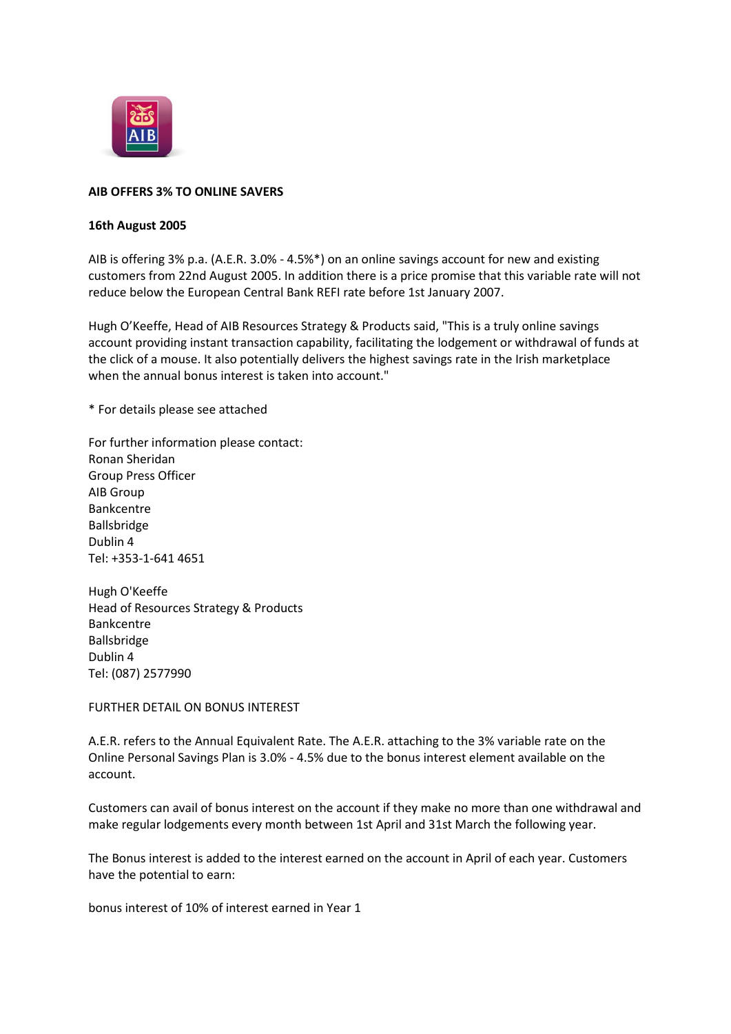**AIB OFFERS 3% TO ONLINE SAVERS**

**16th August 2005**

AIB is offering 3% p.a. (A.E.R. 3.0% - 4.5%*) on an online savings account for new and existing customers from 22nd August 2005. In addition there is a price promise that this variable rate will not reduce below the European Central Bank REFI rate before 1st January 2007.

Hugh O'Keeffe, Head of AIB Resources Strategy & Products said, "This is a truly online savings account providing instant transaction capability, facilitating the lodgement or withdrawal of funds at the click of a mouse. It also potentially delivers the highest savings rate in the Irish marketplace when the annual bonus interest is taken into account."

* For details please see attached

For further information please contact:
Ronan Sheridan
Group Press Officer
AIB Group
Bankcentre
Ballsbridge
Dublin 4
Tel: +353-1-641 4651

Hugh O'Keeffe
Head of Resources Strategy & Products
Bankcentre
Ballsbridge
Dublin 4
Tel: (087) 2577990

FURTHER DETAIL ON BONUS INTEREST

A.E.R. refers to the Annual Equivalent Rate. The A.E.R. attaching to the 3% variable rate on the Online Personal Savings Plan is 3.0% - 4.5% due to the bonus interest element available on the account.

Customers can avail of bonus interest on the account if they make no more than one withdrawal and make regular lodgements every month between 1st April and 31st March the following year.

The Bonus interest is added to the interest earned on the account in April of each year. Customers have the potential to earn:

bonus interest of 10% of interest earned in Year 1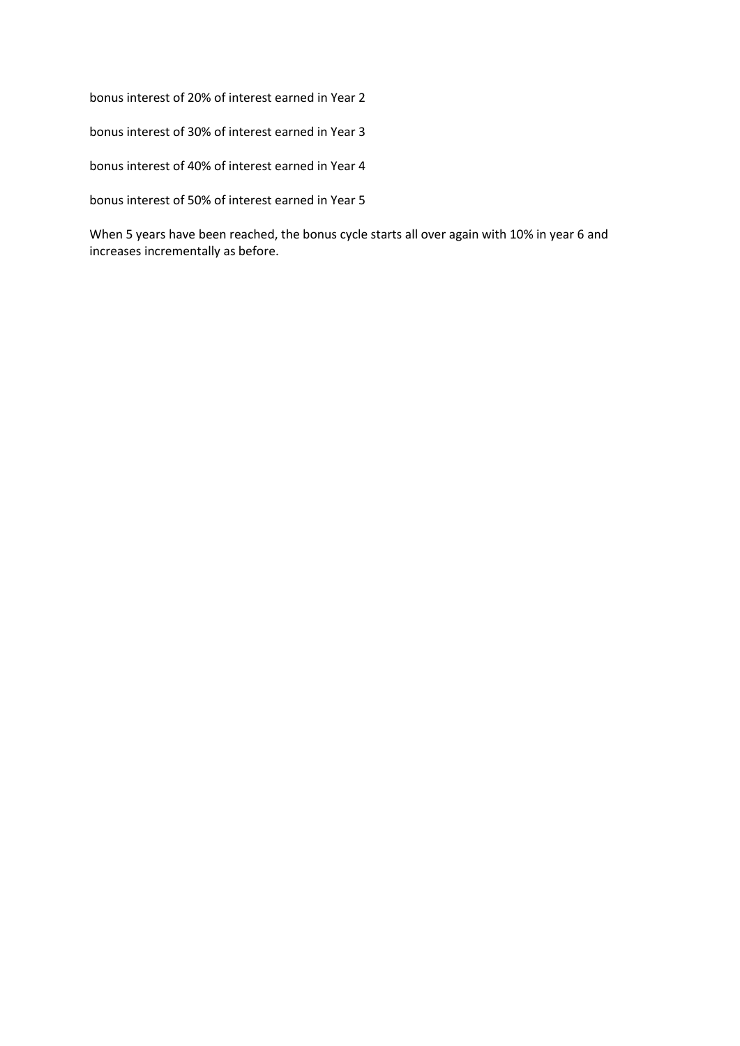bonus interest of 20% of interest earned in Year 2

bonus interest of 30% of interest earned in Year 3

bonus interest of 40% of interest earned in Year 4

bonus interest of 50% of interest earned in Year 5

When 5 years have been reached, the bonus cycle starts all over again with 10% in year 6 and increases incrementally as before.